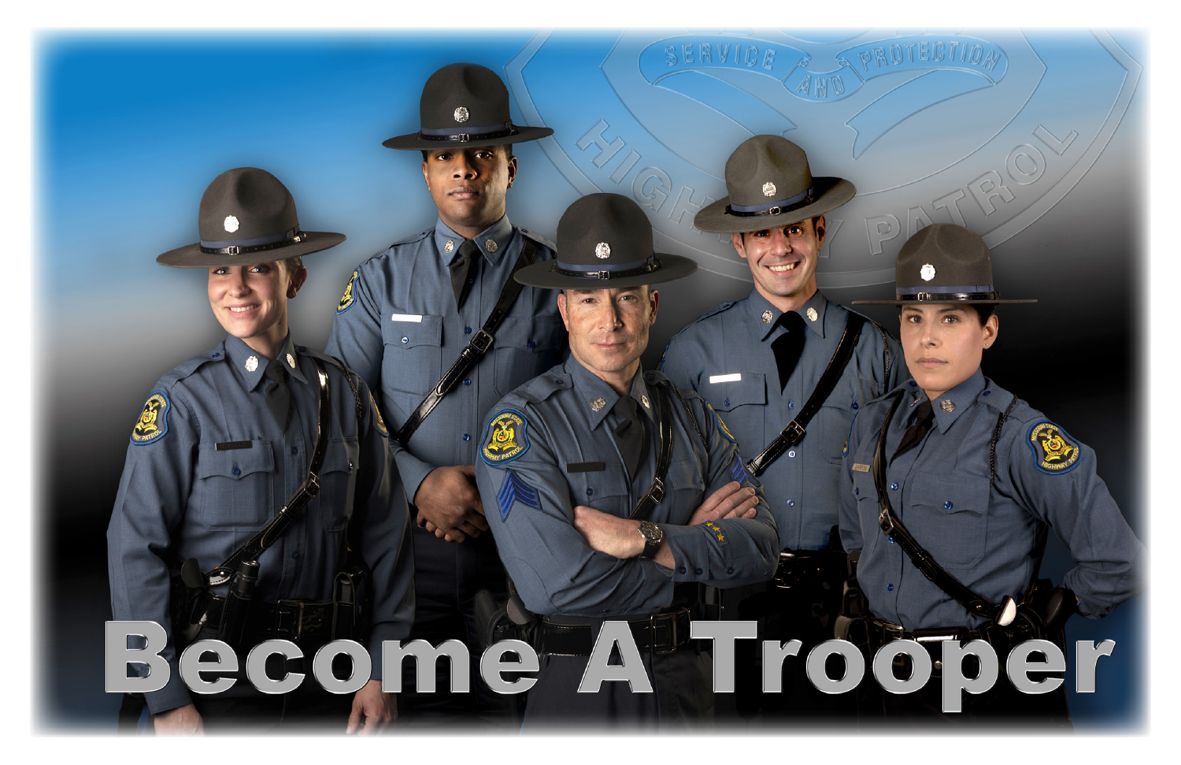# Become A Trooper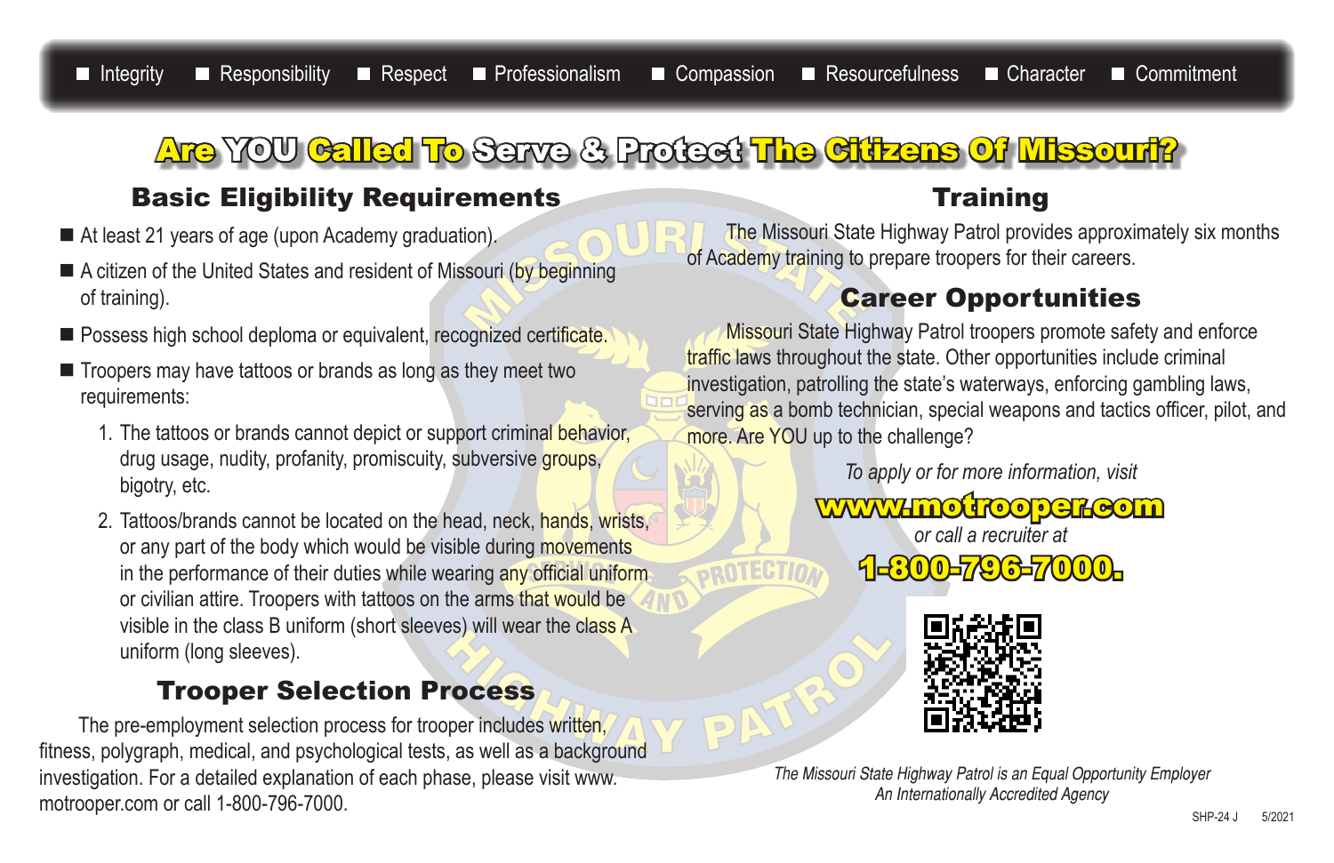■ Integrity ■ Responsibility ■ Respect ■ Professionalism ■ Compassion ■ Resourcefulness ■ Character ■ Commitment

# Are YOU Called To Serve & Protect The Citizens Of Missouri?

## Basic Eligibility Requirements

- At least 21 years of age (upon Academy graduation).
- A citizen of the United States and resident of Missouri (by beginning of training).
- Possess high school deploma or equivalent, recognized certificate.
- Troopers may have tattoos or brands as long as they meet two requirements:
  1. The tattoos or brands cannot depict or support criminal behavior, drug usage, nudity, profanity, promiscuity, subversive groups, bigotry, etc.
  2. Tattoos/brands cannot be located on the head, neck, hands, wrists, or any part of the body which would be visible during movements in the performance of their duties while wearing any official uniform or civilian attire. Troopers with tattoos on the arms that would be visible in the class B uniform (short sleeves) will wear the class A uniform (long sleeves).

## Trooper Selection Process

The pre-employment selection process for trooper includes written, fitness, polygraph, medical, and psychological tests, as well as a background investigation. For a detailed explanation of each phase, please visit www.motrooper.com or call 1-800-796-7000.

## Training

The Missouri State Highway Patrol provides approximately six months of Academy training to prepare troopers for their careers.

## Career Opportunities

Missouri State Highway Patrol troopers promote safety and enforce traffic laws throughout the state. Other opportunities include criminal investigation, patrolling the state's waterways, enforcing gambling laws, serving as a bomb technician, special weapons and tactics officer, pilot, and more. Are YOU up to the challenge?

*To apply or for more information, visit*

**www.motrooper.com**

*or call a recruiter at*

**1-800-796-7000.**

*The Missouri State Highway Patrol is an Equal Opportunity Employer*
*An Internationally Accredited Agency*

SHP-24 J 5/2021